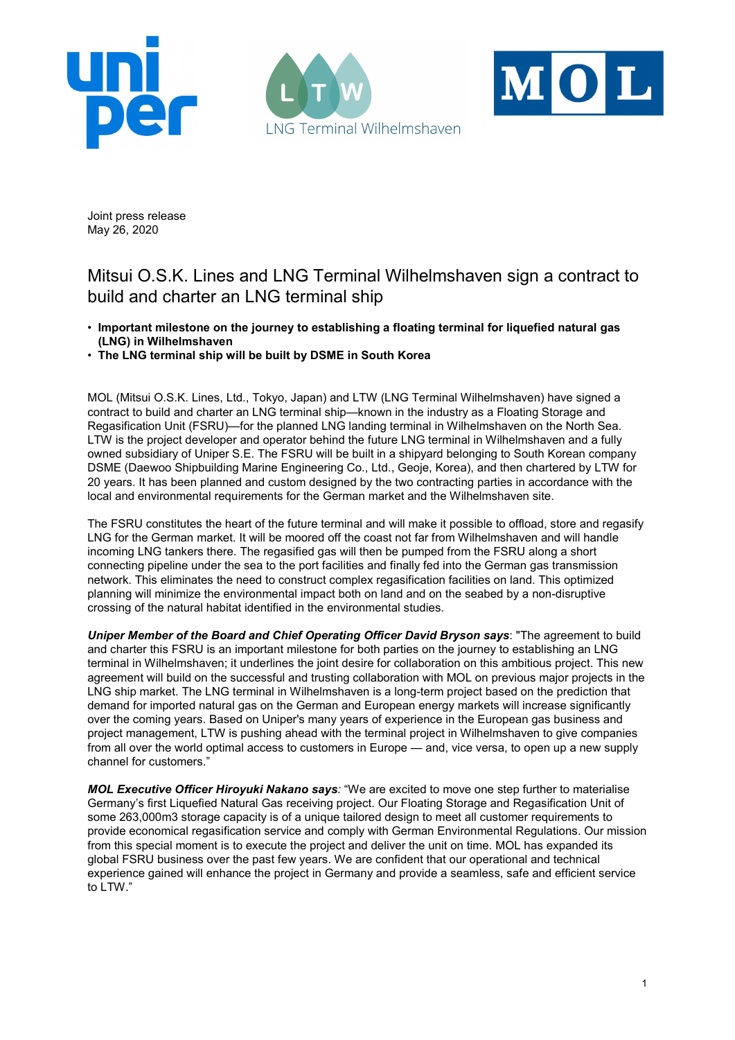Joint press release
May 26, 2020

# Mitsui O.S.K. Lines and LNG Terminal Wilhelmshaven sign a contract to build and charter an LNG terminal ship

- **Important milestone on the journey to establishing a floating terminal for liquefied natural gas (LNG) in Wilhelmshaven**
- **The LNG terminal ship will be built by DSME in South Korea**

MOL (Mitsui O.S.K. Lines, Ltd., Tokyo, Japan) and LTW (LNG Terminal Wilhelmshaven) have signed a contract to build and charter an LNG terminal ship—known in the industry as a Floating Storage and Regasification Unit (FSRU)—for the planned LNG landing terminal in Wilhelmshaven on the North Sea. LTW is the project developer and operator behind the future LNG terminal in Wilhelmshaven and a fully owned subsidiary of Uniper S.E. The FSRU will be built in a shipyard belonging to South Korean company DSME (Daewoo Shipbuilding Marine Engineering Co., Ltd., Geoje, Korea), and then chartered by LTW for 20 years. It has been planned and custom designed by the two contracting parties in accordance with the local and environmental requirements for the German market and the Wilhelmshaven site.

The FSRU constitutes the heart of the future terminal and will make it possible to offload, store and regasify LNG for the German market. It will be moored off the coast not far from Wilhelmshaven and will handle incoming LNG tankers there. The regasified gas will then be pumped from the FSRU along a short connecting pipeline under the sea to the port facilities and finally fed into the German gas transmission network. This eliminates the need to construct complex regasification facilities on land. This optimized planning will minimize the environmental impact both on land and on the seabed by a non-disruptive crossing of the natural habitat identified in the environmental studies.

***Uniper Member of the Board and Chief Operating Officer David Bryson says***: "The agreement to build and charter this FSRU is an important milestone for both parties on the journey to establishing an LNG terminal in Wilhelmshaven; it underlines the joint desire for collaboration on this ambitious project. This new agreement will build on the successful and trusting collaboration with MOL on previous major projects in the LNG ship market. The LNG terminal in Wilhelmshaven is a long-term project based on the prediction that demand for imported natural gas on the German and European energy markets will increase significantly over the coming years. Based on Uniper's many years of experience in the European gas business and project management, LTW is pushing ahead with the terminal project in Wilhelmshaven to give companies from all over the world optimal access to customers in Europe — and, vice versa, to open up a new supply channel for customers."

***MOL Executive Officer Hiroyuki Nakano says:*** "We are excited to move one step further to materialise Germany's first Liquefied Natural Gas receiving project. Our Floating Storage and Regasification Unit of some 263,000m3 storage capacity is of a unique tailored design to meet all customer requirements to provide economical regasification service and comply with German Environmental Regulations. Our mission from this special moment is to execute the project and deliver the unit on time. MOL has expanded its global FSRU business over the past few years. We are confident that our operational and technical experience gained will enhance the project in Germany and provide a seamless, safe and efficient service to LTW."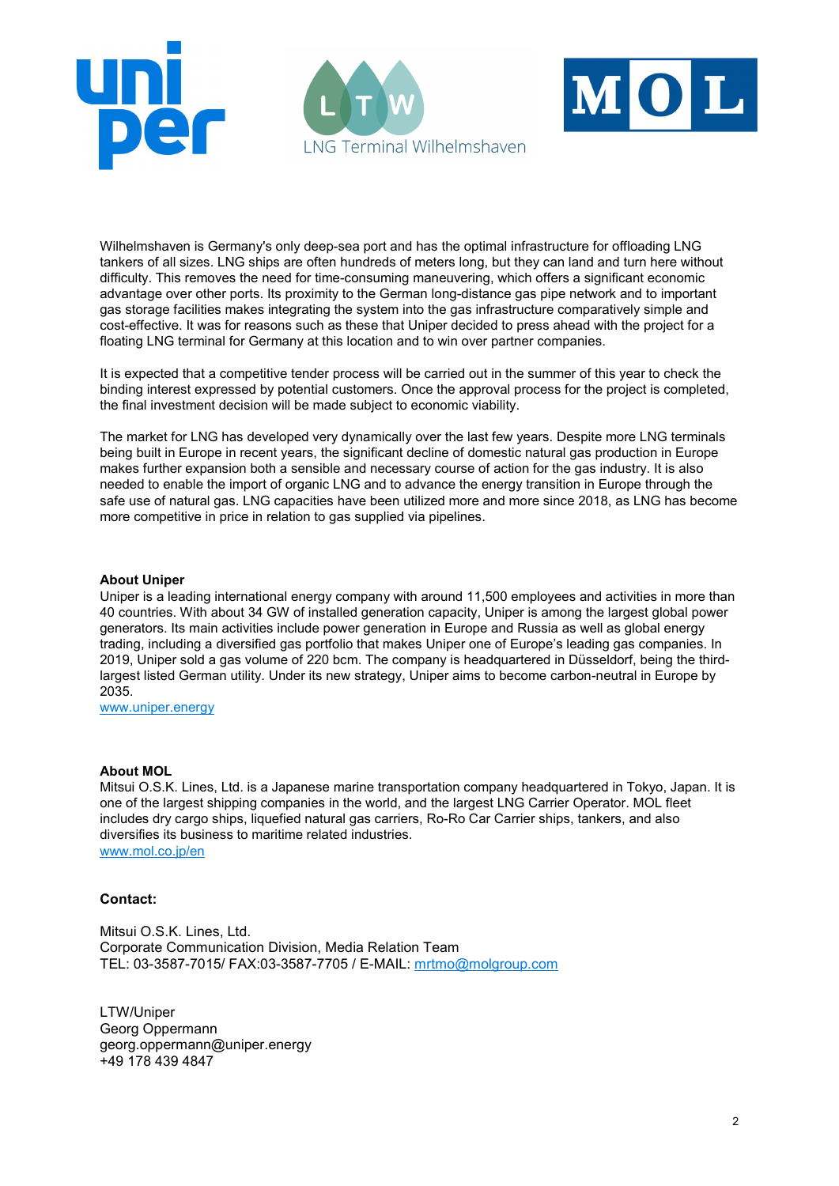Wilhelmshaven is Germany's only deep-sea port and has the optimal infrastructure for offloading LNG tankers of all sizes. LNG ships are often hundreds of meters long, but they can land and turn here without difficulty. This removes the need for time-consuming maneuvering, which offers a significant economic advantage over other ports. Its proximity to the German long-distance gas pipe network and to important gas storage facilities makes integrating the system into the gas infrastructure comparatively simple and cost-effective. It was for reasons such as these that Uniper decided to press ahead with the project for a floating LNG terminal for Germany at this location and to win over partner companies.

It is expected that a competitive tender process will be carried out in the summer of this year to check the binding interest expressed by potential customers. Once the approval process for the project is completed, the final investment decision will be made subject to economic viability.

The market for LNG has developed very dynamically over the last few years. Despite more LNG terminals being built in Europe in recent years, the significant decline of domestic natural gas production in Europe makes further expansion both a sensible and necessary course of action for the gas industry. It is also needed to enable the import of organic LNG and to advance the energy transition in Europe through the safe use of natural gas. LNG capacities have been utilized more and more since 2018, as LNG has become more competitive in price in relation to gas supplied via pipelines.

**About Uniper**
Uniper is a leading international energy company with around 11,500 employees and activities in more than 40 countries. With about 34 GW of installed generation capacity, Uniper is among the largest global power generators. Its main activities include power generation in Europe and Russia as well as global energy trading, including a diversified gas portfolio that makes Uniper one of Europe's leading gas companies. In 2019, Uniper sold a gas volume of 220 bcm. The company is headquartered in Düsseldorf, being the third-largest listed German utility. Under its new strategy, Uniper aims to become carbon-neutral in Europe by 2035.
www.uniper.energy

**About MOL**
Mitsui O.S.K. Lines, Ltd. is a Japanese marine transportation company headquartered in Tokyo, Japan. It is one of the largest shipping companies in the world, and the largest LNG Carrier Operator. MOL fleet includes dry cargo ships, liquefied natural gas carriers, Ro-Ro Car Carrier ships, tankers, and also diversifies its business to maritime related industries.
www.mol.co.jp/en

**Contact:**

Mitsui O.S.K. Lines, Ltd.
Corporate Communication Division, Media Relation Team
TEL: 03-3587-7015/ FAX:03-3587-7705 / E-MAIL: mrtmo@molgroup.com

LTW/Uniper
Georg Oppermann
georg.oppermann@uniper.energy
+49 178 439 4847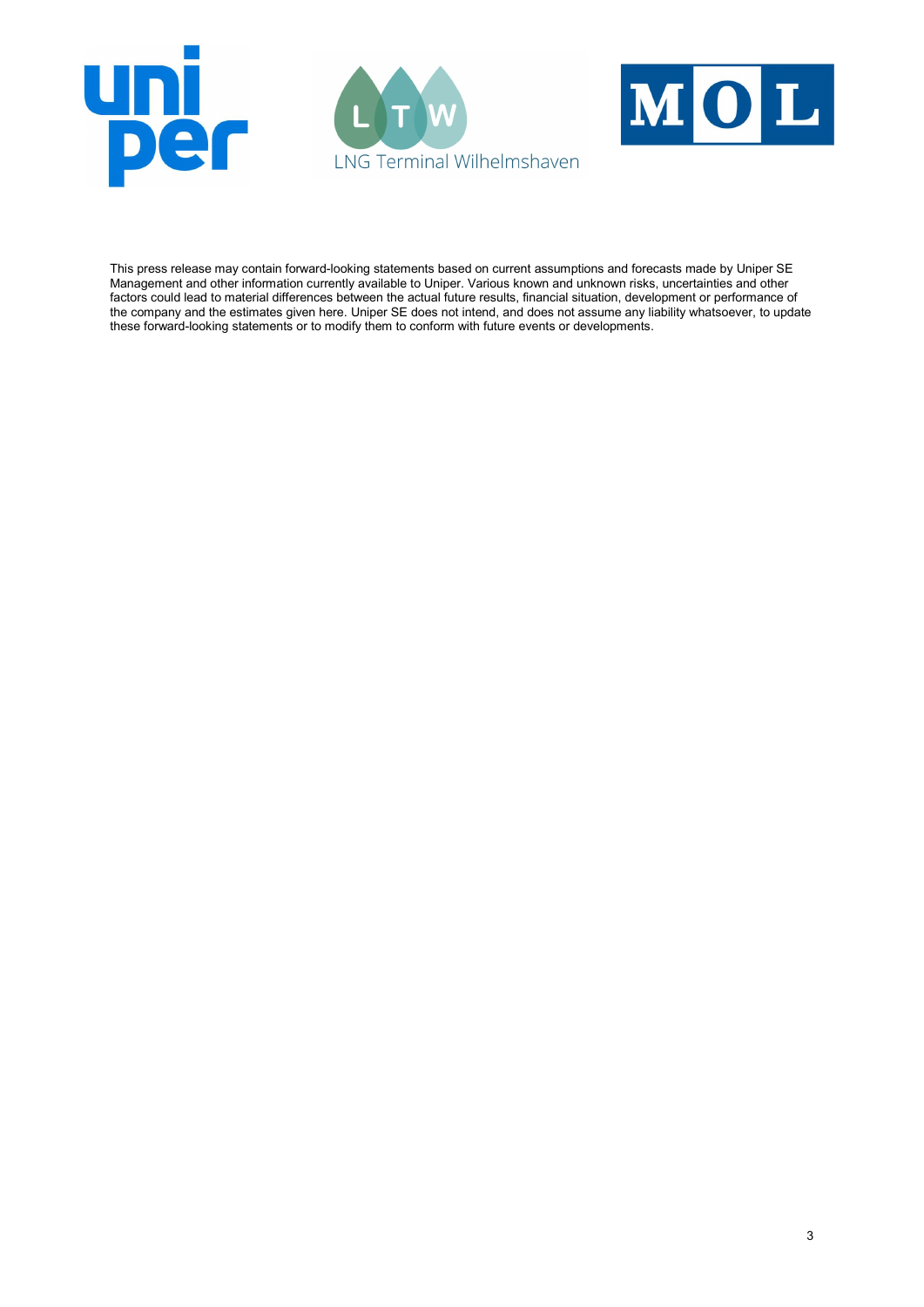This press release may contain forward-looking statements based on current assumptions and forecasts made by Uniper SE Management and other information currently available to Uniper. Various known and unknown risks, uncertainties and other factors could lead to material differences between the actual future results, financial situation, development or performance of the company and the estimates given here. Uniper SE does not intend, and does not assume any liability whatsoever, to update these forward-looking statements or to modify them to conform with future events or developments.